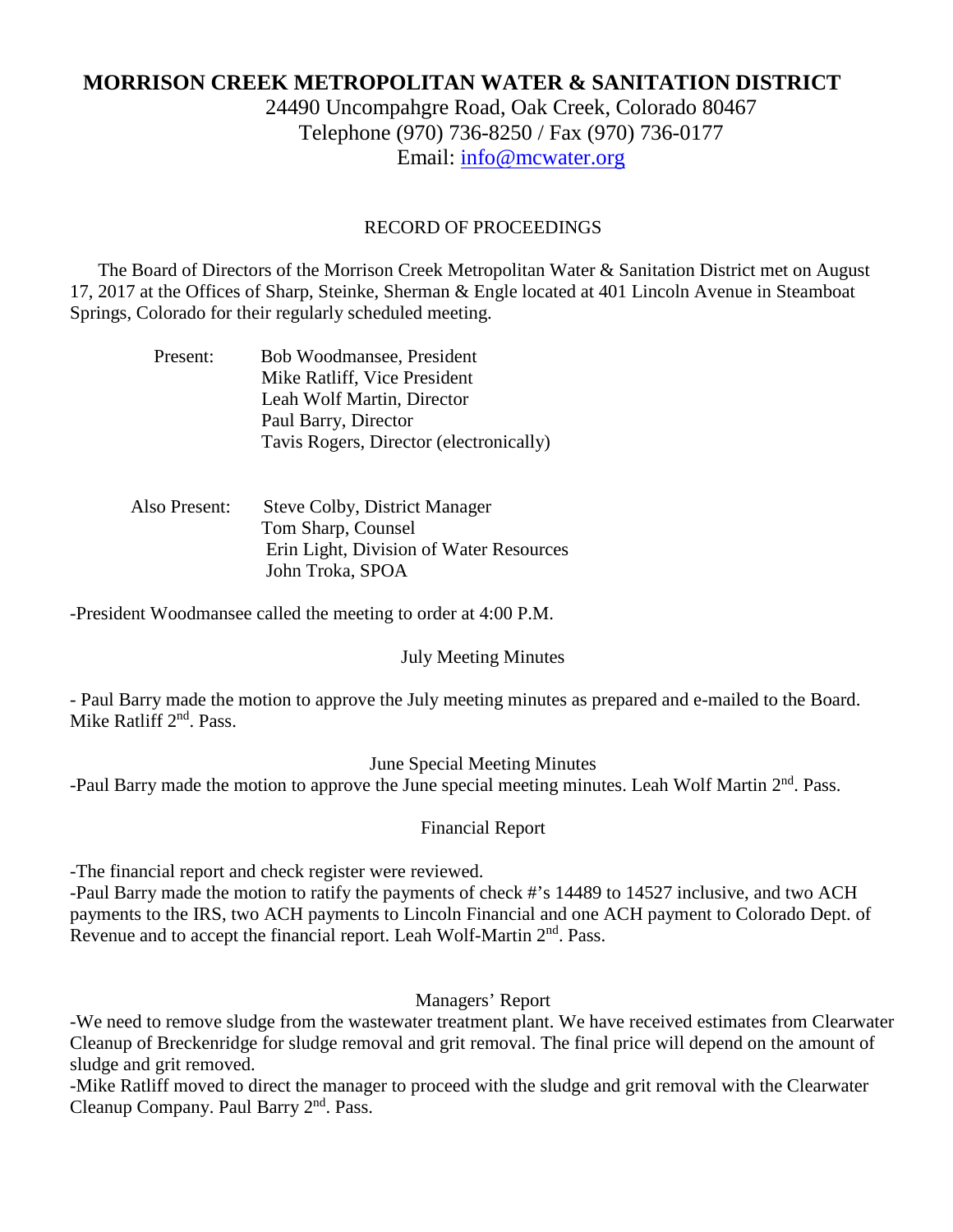# MORRISON CREEK METROPOLITAN WATER & SANITATION DISTRICT

24490 Uncompahgre Road, Oak Creek, Colorado 80467
Telephone (970) 736-8250 / Fax (970) 736-0177
Email: info@mcwater.org

## RECORD OF PROCEEDINGS

The Board of Directors of the Morrison Creek Metropolitan Water & Sanitation District met on August 17, 2017 at the Offices of Sharp, Steinke, Sherman & Engle located at 401 Lincoln Avenue in Steamboat Springs, Colorado for their regularly scheduled meeting.

Present:
- Bob Woodmansee, President
- Mike Ratliff, Vice President
- Leah Wolf Martin, Director
- Paul Barry, Director
- Tavis Rogers, Director (electronically)

Also Present:
- Steve Colby, District Manager
- Tom Sharp, Counsel
- Erin Light, Division of Water Resources
- John Troka, SPOA

-President Woodmansee called the meeting to order at 4:00 P.M.

### July Meeting Minutes

- Paul Barry made the motion to approve the July meeting minutes as prepared and e-mailed to the Board. Mike Ratliff 2nd. Pass.

### June Special Meeting Minutes

-Paul Barry made the motion to approve the June special meeting minutes. Leah Wolf Martin 2nd. Pass.

### Financial Report

-The financial report and check register were reviewed.

-Paul Barry made the motion to ratify the payments of check #'s 14489 to 14527 inclusive, and two ACH payments to the IRS, two ACH payments to Lincoln Financial and one ACH payment to Colorado Dept. of Revenue and to accept the financial report. Leah Wolf-Martin 2nd. Pass.

### Managers' Report

-We need to remove sludge from the wastewater treatment plant. We have received estimates from Clearwater Cleanup of Breckenridge for sludge removal and grit removal. The final price will depend on the amount of sludge and grit removed.

-Mike Ratliff moved to direct the manager to proceed with the sludge and grit removal with the Clearwater Cleanup Company. Paul Barry 2nd. Pass.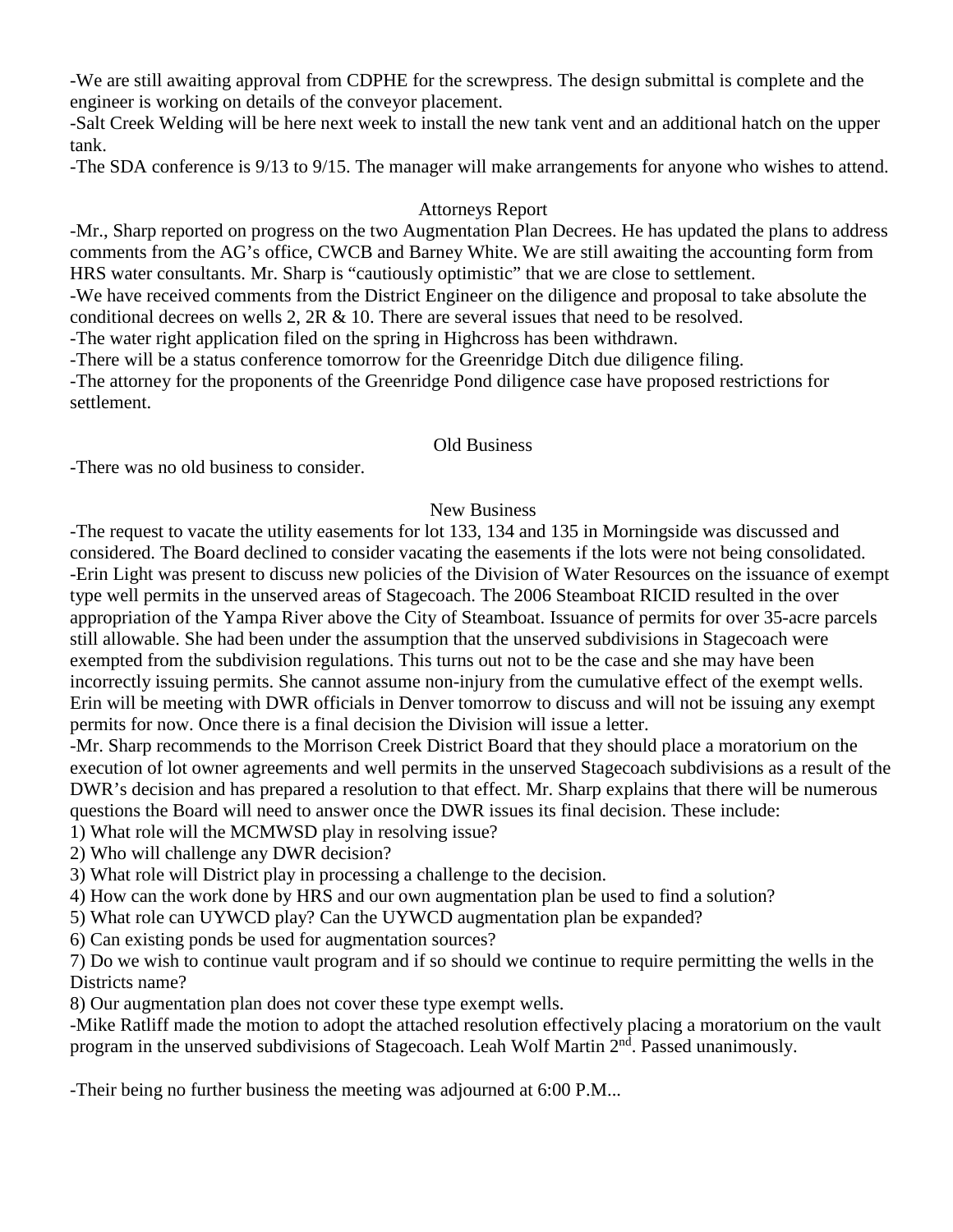-We are still awaiting approval from CDPHE for the screwpress. The design submittal is complete and the engineer is working on details of the conveyor placement.

-Salt Creek Welding will be here next week to install the new tank vent and an additional hatch on the upper tank.

-The SDA conference is 9/13 to 9/15. The manager will make arrangements for anyone who wishes to attend.

### Attorneys Report

-Mr., Sharp reported on progress on the two Augmentation Plan Decrees. He has updated the plans to address comments from the AG's office, CWCB and Barney White. We are still awaiting the accounting form from HRS water consultants. Mr. Sharp is "cautiously optimistic" that we are close to settlement.

-We have received comments from the District Engineer on the diligence and proposal to take absolute the conditional decrees on wells 2, 2R & 10. There are several issues that need to be resolved.

-The water right application filed on the spring in Highcross has been withdrawn.

-There will be a status conference tomorrow for the Greenridge Ditch due diligence filing.

-The attorney for the proponents of the Greenridge Pond diligence case have proposed restrictions for settlement.

### Old Business

-There was no old business to consider.

### New Business

-The request to vacate the utility easements for lot 133, 134 and 135 in Morningside was discussed and considered. The Board declined to consider vacating the easements if the lots were not being consolidated.

-Erin Light was present to discuss new policies of the Division of Water Resources on the issuance of exempt type well permits in the unserved areas of Stagecoach. The 2006 Steamboat RICID resulted in the over appropriation of the Yampa River above the City of Steamboat. Issuance of permits for over 35-acre parcels still allowable. She had been under the assumption that the unserved subdivisions in Stagecoach were exempted from the subdivision regulations. This turns out not to be the case and she may have been incorrectly issuing permits. She cannot assume non-injury from the cumulative effect of the exempt wells. Erin will be meeting with DWR officials in Denver tomorrow to discuss and will not be issuing any exempt permits for now. Once there is a final decision the Division will issue a letter.

-Mr. Sharp recommends to the Morrison Creek District Board that they should place a moratorium on the execution of lot owner agreements and well permits in the unserved Stagecoach subdivisions as a result of the DWR's decision and has prepared a resolution to that effect. Mr. Sharp explains that there will be numerous questions the Board will need to answer once the DWR issues its final decision. These include:

1) What role will the MCMWSD play in resolving issue?
2) Who will challenge any DWR decision?
3) What role will District play in processing a challenge to the decision.
4) How can the work done by HRS and our own augmentation plan be used to find a solution?
5) What role can UYWCD play? Can the UYWCD augmentation plan be expanded?
6) Can existing ponds be used for augmentation sources?
7) Do we wish to continue vault program and if so should we continue to require permitting the wells in the Districts name?
8) Our augmentation plan does not cover these type exempt wells.

-Mike Ratliff made the motion to adopt the attached resolution effectively placing a moratorium on the vault program in the unserved subdivisions of Stagecoach. Leah Wolf Martin 2nd. Passed unanimously.

-Their being no further business the meeting was adjourned at 6:00 P.M...